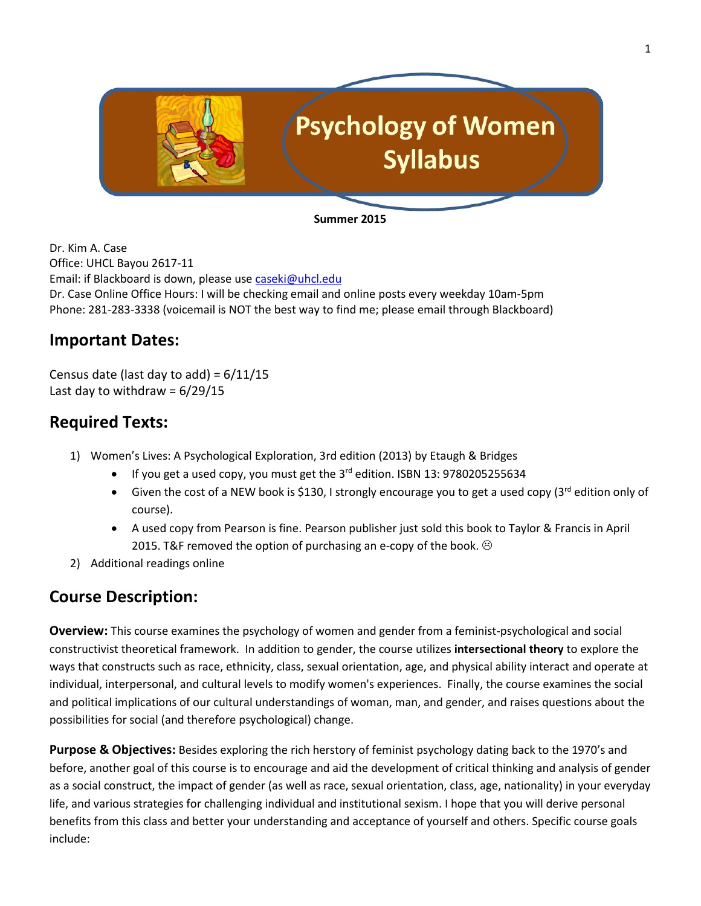# Psychology of Women Syllabus

**Summer 2015**

Dr. Kim A. Case
Office: UHCL Bayou 2617-11
Email: if Blackboard is down, please use caseki@uhcl.edu
Dr. Case Online Office Hours: I will be checking email and online posts every weekday 10am-5pm
Phone: 281-283-3338 (voicemail is NOT the best way to find me; please email through Blackboard)

## Important Dates:

Census date (last day to add) = 6/11/15
Last day to withdraw = 6/29/15

## Required Texts:

1) Women's Lives: A Psychological Exploration, 3rd edition (2013) by Etaugh & Bridges
   - If you get a used copy, you must get the 3rd edition. ISBN 13: 9780205255634
   - Given the cost of a NEW book is $130, I strongly encourage you to get a used copy (3rd edition only of course).
   - A used copy from Pearson is fine. Pearson publisher just sold this book to Taylor & Francis in April 2015. T&F removed the option of purchasing an e-copy of the book. ☹
2) Additional readings online

## Course Description:

**Overview:** This course examines the psychology of women and gender from a feminist-psychological and social constructivist theoretical framework. In addition to gender, the course utilizes **intersectional theory** to explore the ways that constructs such as race, ethnicity, class, sexual orientation, age, and physical ability interact and operate at individual, interpersonal, and cultural levels to modify women's experiences. Finally, the course examines the social and political implications of our cultural understandings of woman, man, and gender, and raises questions about the possibilities for social (and therefore psychological) change.

**Purpose & Objectives:** Besides exploring the rich herstory of feminist psychology dating back to the 1970's and before, another goal of this course is to encourage and aid the development of critical thinking and analysis of gender as a social construct, the impact of gender (as well as race, sexual orientation, class, age, nationality) in your everyday life, and various strategies for challenging individual and institutional sexism. I hope that you will derive personal benefits from this class and better your understanding and acceptance of yourself and others. Specific course goals include: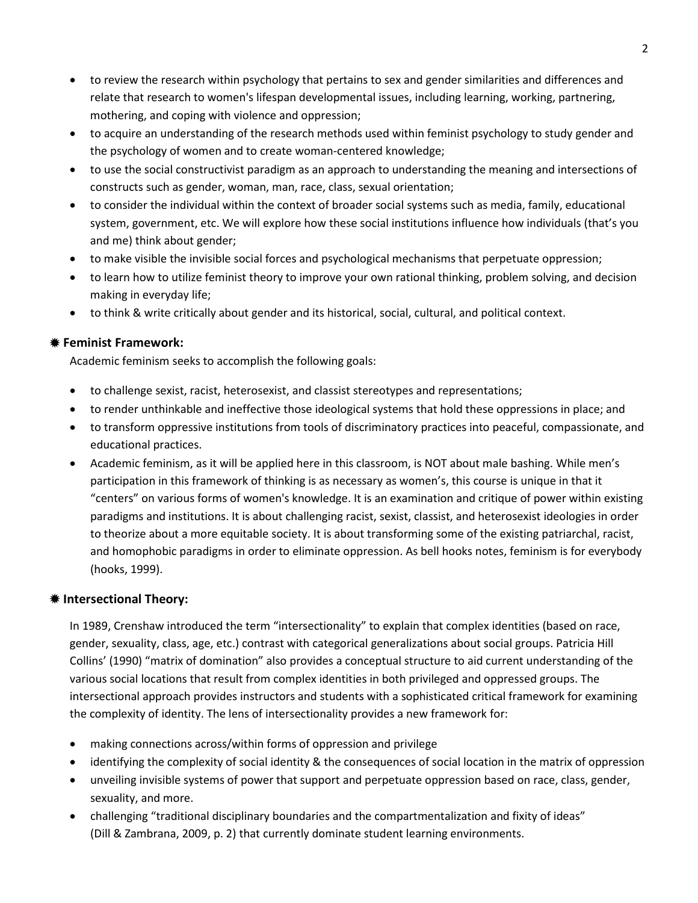- to review the research within psychology that pertains to sex and gender similarities and differences and relate that research to women's lifespan developmental issues, including learning, working, partnering, mothering, and coping with violence and oppression;
- to acquire an understanding of the research methods used within feminist psychology to study gender and the psychology of women and to create woman-centered knowledge;
- to use the social constructivist paradigm as an approach to understanding the meaning and intersections of constructs such as gender, woman, man, race, class, sexual orientation;
- to consider the individual within the context of broader social systems such as media, family, educational system, government, etc. We will explore how these social institutions influence how individuals (that's you and me) think about gender;
- to make visible the invisible social forces and psychological mechanisms that perpetuate oppression;
- to learn how to utilize feminist theory to improve your own rational thinking, problem solving, and decision making in everyday life;
- to think & write critically about gender and its historical, social, cultural, and political context.

### ✷ Feminist Framework:

Academic feminism seeks to accomplish the following goals:

- to challenge sexist, racist, heterosexist, and classist stereotypes and representations;
- to render unthinkable and ineffective those ideological systems that hold these oppressions in place; and
- to transform oppressive institutions from tools of discriminatory practices into peaceful, compassionate, and educational practices.
- Academic feminism, as it will be applied here in this classroom, is NOT about male bashing. While men's participation in this framework of thinking is as necessary as women's, this course is unique in that it "centers" on various forms of women's knowledge. It is an examination and critique of power within existing paradigms and institutions. It is about challenging racist, sexist, classist, and heterosexist ideologies in order to theorize about a more equitable society. It is about transforming some of the existing patriarchal, racist, and homophobic paradigms in order to eliminate oppression. As bell hooks notes, feminism is for everybody (hooks, 1999).

### ✷ Intersectional Theory:

In 1989, Crenshaw introduced the term "intersectionality" to explain that complex identities (based on race, gender, sexuality, class, age, etc.) contrast with categorical generalizations about social groups. Patricia Hill Collins' (1990) "matrix of domination" also provides a conceptual structure to aid current understanding of the various social locations that result from complex identities in both privileged and oppressed groups. The intersectional approach provides instructors and students with a sophisticated critical framework for examining the complexity of identity. The lens of intersectionality provides a new framework for:

- making connections across/within forms of oppression and privilege
- identifying the complexity of social identity & the consequences of social location in the matrix of oppression
- unveiling invisible systems of power that support and perpetuate oppression based on race, class, gender, sexuality, and more.
- challenging "traditional disciplinary boundaries and the compartmentalization and fixity of ideas" (Dill & Zambrana, 2009, p. 2) that currently dominate student learning environments.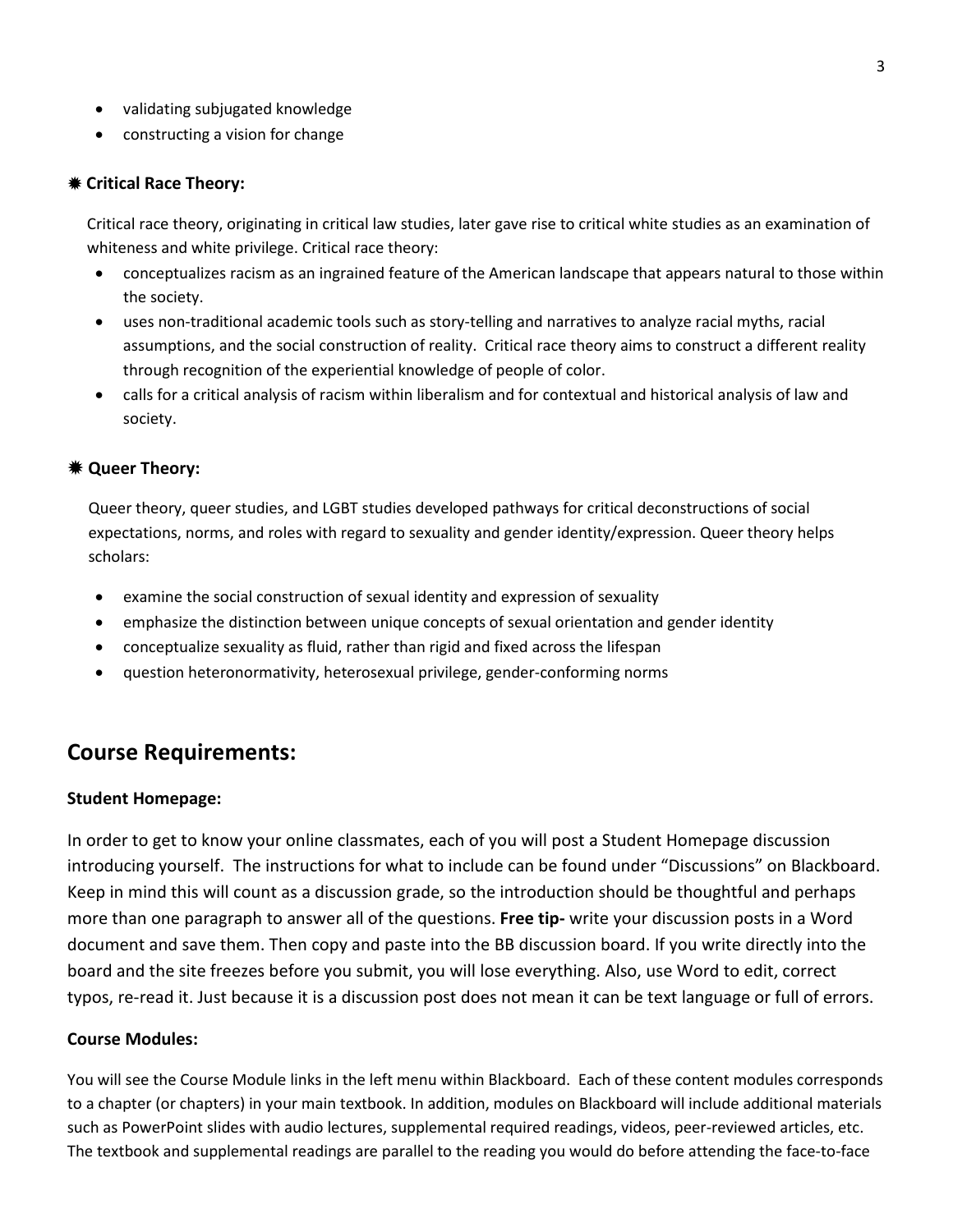- validating subjugated knowledge
- constructing a vision for change

### ✷ Critical Race Theory:

Critical race theory, originating in critical law studies, later gave rise to critical white studies as an examination of whiteness and white privilege. Critical race theory:

- conceptualizes racism as an ingrained feature of the American landscape that appears natural to those within the society.
- uses non-traditional academic tools such as story-telling and narratives to analyze racial myths, racial assumptions, and the social construction of reality. Critical race theory aims to construct a different reality through recognition of the experiential knowledge of people of color.
- calls for a critical analysis of racism within liberalism and for contextual and historical analysis of law and society.

### ✷ Queer Theory:

Queer theory, queer studies, and LGBT studies developed pathways for critical deconstructions of social expectations, norms, and roles with regard to sexuality and gender identity/expression. Queer theory helps scholars:

- examine the social construction of sexual identity and expression of sexuality
- emphasize the distinction between unique concepts of sexual orientation and gender identity
- conceptualize sexuality as fluid, rather than rigid and fixed across the lifespan
- question heteronormativity, heterosexual privilege, gender-conforming norms

## Course Requirements:

### Student Homepage:

In order to get to know your online classmates, each of you will post a Student Homepage discussion introducing yourself. The instructions for what to include can be found under "Discussions" on Blackboard. Keep in mind this will count as a discussion grade, so the introduction should be thoughtful and perhaps more than one paragraph to answer all of the questions. **Free tip-** write your discussion posts in a Word document and save them. Then copy and paste into the BB discussion board. If you write directly into the board and the site freezes before you submit, you will lose everything. Also, use Word to edit, correct typos, re-read it. Just because it is a discussion post does not mean it can be text language or full of errors.

### Course Modules:

You will see the Course Module links in the left menu within Blackboard. Each of these content modules corresponds to a chapter (or chapters) in your main textbook. In addition, modules on Blackboard will include additional materials such as PowerPoint slides with audio lectures, supplemental required readings, videos, peer-reviewed articles, etc. The textbook and supplemental readings are parallel to the reading you would do before attending the face-to-face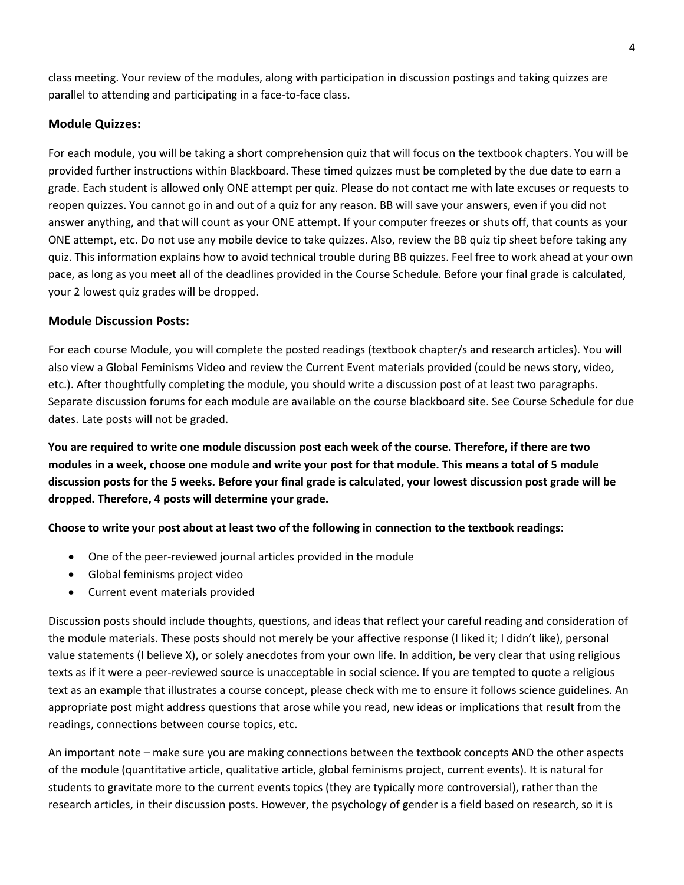class meeting. Your review of the modules, along with participation in discussion postings and taking quizzes are parallel to attending and participating in a face-to-face class.

### Module Quizzes:

For each module, you will be taking a short comprehension quiz that will focus on the textbook chapters. You will be provided further instructions within Blackboard. These timed quizzes must be completed by the due date to earn a grade. Each student is allowed only ONE attempt per quiz. Please do not contact me with late excuses or requests to reopen quizzes. You cannot go in and out of a quiz for any reason. BB will save your answers, even if you did not answer anything, and that will count as your ONE attempt. If your computer freezes or shuts off, that counts as your ONE attempt, etc. Do not use any mobile device to take quizzes. Also, review the BB quiz tip sheet before taking any quiz. This information explains how to avoid technical trouble during BB quizzes. Feel free to work ahead at your own pace, as long as you meet all of the deadlines provided in the Course Schedule. Before your final grade is calculated, your 2 lowest quiz grades will be dropped.

### Module Discussion Posts:

For each course Module, you will complete the posted readings (textbook chapter/s and research articles). You will also view a Global Feminisms Video and review the Current Event materials provided (could be news story, video, etc.). After thoughtfully completing the module, you should write a discussion post of at least two paragraphs. Separate discussion forums for each module are available on the course blackboard site. See Course Schedule for due dates. Late posts will not be graded.

**You are required to write one module discussion post each week of the course. Therefore, if there are two modules in a week, choose one module and write your post for that module. This means a total of 5 module discussion posts for the 5 weeks. Before your final grade is calculated, your lowest discussion post grade will be dropped. Therefore, 4 posts will determine your grade.**

**Choose to write your post about at least two of the following in connection to the textbook readings**:

- One of the peer-reviewed journal articles provided in the module
- Global feminisms project video
- Current event materials provided

Discussion posts should include thoughts, questions, and ideas that reflect your careful reading and consideration of the module materials. These posts should not merely be your affective response (I liked it; I didn't like), personal value statements (I believe X), or solely anecdotes from your own life. In addition, be very clear that using religious texts as if it were a peer-reviewed source is unacceptable in social science. If you are tempted to quote a religious text as an example that illustrates a course concept, please check with me to ensure it follows science guidelines. An appropriate post might address questions that arose while you read, new ideas or implications that result from the readings, connections between course topics, etc.

An important note – make sure you are making connections between the textbook concepts AND the other aspects of the module (quantitative article, qualitative article, global feminisms project, current events). It is natural for students to gravitate more to the current events topics (they are typically more controversial), rather than the research articles, in their discussion posts. However, the psychology of gender is a field based on research, so it is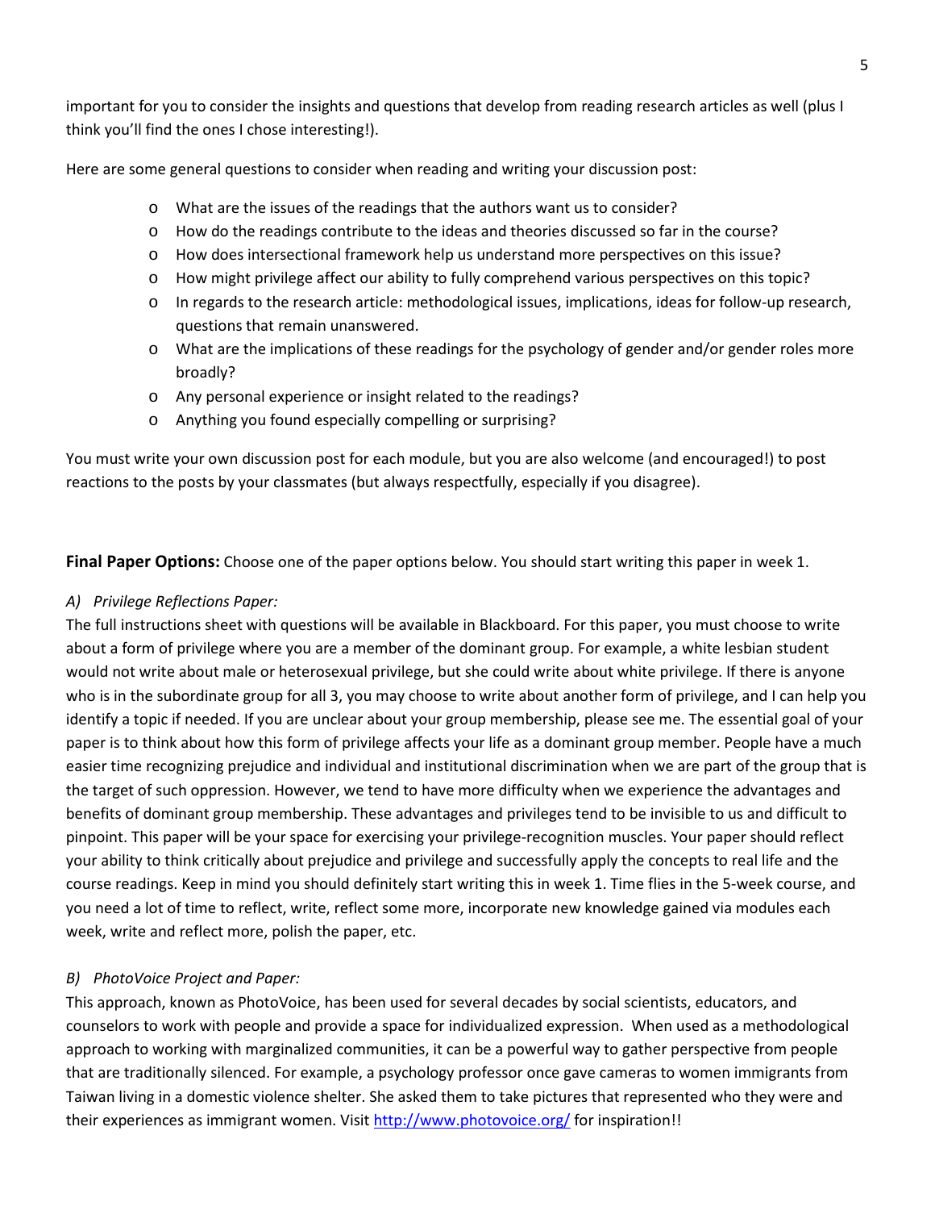important for you to consider the insights and questions that develop from reading research articles as well (plus I think you'll find the ones I chose interesting!).

Here are some general questions to consider when reading and writing your discussion post:

- What are the issues of the readings that the authors want us to consider?
- How do the readings contribute to the ideas and theories discussed so far in the course?
- How does intersectional framework help us understand more perspectives on this issue?
- How might privilege affect our ability to fully comprehend various perspectives on this topic?
- In regards to the research article: methodological issues, implications, ideas for follow-up research, questions that remain unanswered.
- What are the implications of these readings for the psychology of gender and/or gender roles more broadly?
- Any personal experience or insight related to the readings?
- Anything you found especially compelling or surprising?

You must write your own discussion post for each module, but you are also welcome (and encouraged!) to post reactions to the posts by your classmates (but always respectfully, especially if you disagree).

**Final Paper Options:** Choose one of the paper options below. You should start writing this paper in week 1.

*A) Privilege Reflections Paper:*

The full instructions sheet with questions will be available in Blackboard. For this paper, you must choose to write about a form of privilege where you are a member of the dominant group. For example, a white lesbian student would not write about male or heterosexual privilege, but she could write about white privilege. If there is anyone who is in the subordinate group for all 3, you may choose to write about another form of privilege, and I can help you identify a topic if needed. If you are unclear about your group membership, please see me. The essential goal of your paper is to think about how this form of privilege affects your life as a dominant group member. People have a much easier time recognizing prejudice and individual and institutional discrimination when we are part of the group that is the target of such oppression. However, we tend to have more difficulty when we experience the advantages and benefits of dominant group membership. These advantages and privileges tend to be invisible to us and difficult to pinpoint. This paper will be your space for exercising your privilege-recognition muscles. Your paper should reflect your ability to think critically about prejudice and privilege and successfully apply the concepts to real life and the course readings. Keep in mind you should definitely start writing this in week 1. Time flies in the 5-week course, and you need a lot of time to reflect, write, reflect some more, incorporate new knowledge gained via modules each week, write and reflect more, polish the paper, etc.

*B) PhotoVoice Project and Paper:*

This approach, known as PhotoVoice, has been used for several decades by social scientists, educators, and counselors to work with people and provide a space for individualized expression. When used as a methodological approach to working with marginalized communities, it can be a powerful way to gather perspective from people that are traditionally silenced. For example, a psychology professor once gave cameras to women immigrants from Taiwan living in a domestic violence shelter. She asked them to take pictures that represented who they were and their experiences as immigrant women. Visit [http://www.photovoice.org/](http://www.photovoice.org/) for inspiration!!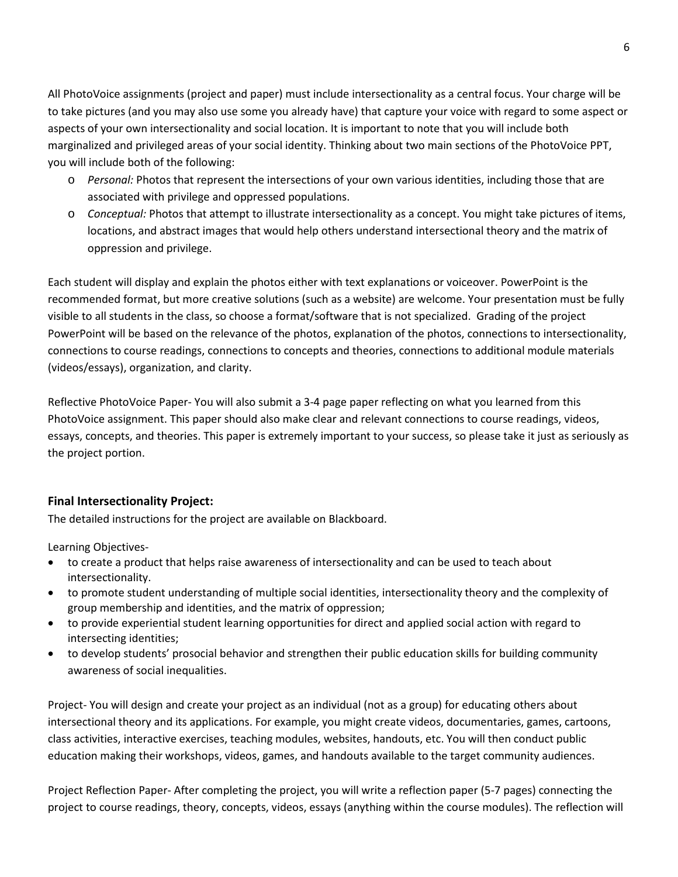All PhotoVoice assignments (project and paper) must include intersectionality as a central focus. Your charge will be to take pictures (and you may also use some you already have) that capture your voice with regard to some aspect or aspects of your own intersectionality and social location. It is important to note that you will include both marginalized and privileged areas of your social identity. Thinking about two main sections of the PhotoVoice PPT, you will include both of the following:

- *Personal:* Photos that represent the intersections of your own various identities, including those that are associated with privilege and oppressed populations.
- *Conceptual:* Photos that attempt to illustrate intersectionality as a concept. You might take pictures of items, locations, and abstract images that would help others understand intersectional theory and the matrix of oppression and privilege.

Each student will display and explain the photos either with text explanations or voiceover. PowerPoint is the recommended format, but more creative solutions (such as a website) are welcome. Your presentation must be fully visible to all students in the class, so choose a format/software that is not specialized. Grading of the project PowerPoint will be based on the relevance of the photos, explanation of the photos, connections to intersectionality, connections to course readings, connections to concepts and theories, connections to additional module materials (videos/essays), organization, and clarity.

Reflective PhotoVoice Paper- You will also submit a 3-4 page paper reflecting on what you learned from this PhotoVoice assignment. This paper should also make clear and relevant connections to course readings, videos, essays, concepts, and theories. This paper is extremely important to your success, so please take it just as seriously as the project portion.

### Final Intersectionality Project:

The detailed instructions for the project are available on Blackboard.

Learning Objectives-

- to create a product that helps raise awareness of intersectionality and can be used to teach about intersectionality.
- to promote student understanding of multiple social identities, intersectionality theory and the complexity of group membership and identities, and the matrix of oppression;
- to provide experiential student learning opportunities for direct and applied social action with regard to intersecting identities;
- to develop students' prosocial behavior and strengthen their public education skills for building community awareness of social inequalities.

Project- You will design and create your project as an individual (not as a group) for educating others about intersectional theory and its applications. For example, you might create videos, documentaries, games, cartoons, class activities, interactive exercises, teaching modules, websites, handouts, etc. You will then conduct public education making their workshops, videos, games, and handouts available to the target community audiences.

Project Reflection Paper- After completing the project, you will write a reflection paper (5-7 pages) connecting the project to course readings, theory, concepts, videos, essays (anything within the course modules). The reflection will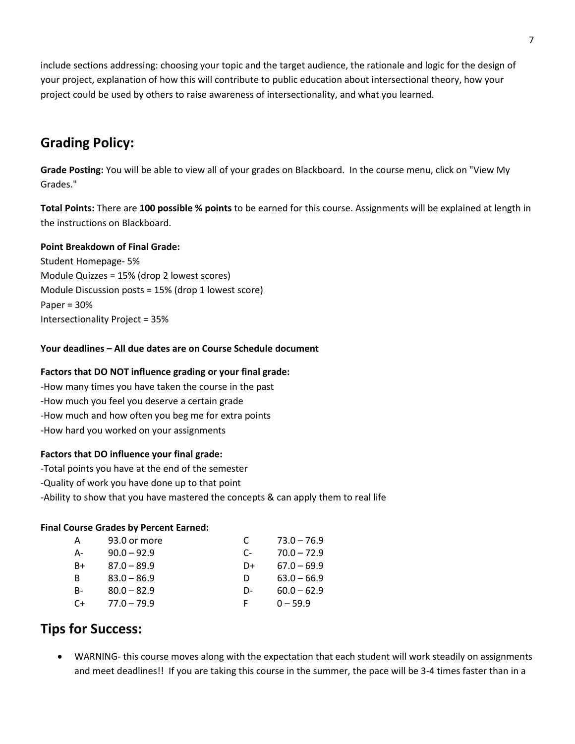include sections addressing: choosing your topic and the target audience, the rationale and logic for the design of your project, explanation of how this will contribute to public education about intersectional theory, how your project could be used by others to raise awareness of intersectionality, and what you learned.

## Grading Policy:

**Grade Posting:** You will be able to view all of your grades on Blackboard. In the course menu, click on "View My Grades."

**Total Points:** There are **100 possible % points** to be earned for this course. Assignments will be explained at length in the instructions on Blackboard.

**Point Breakdown of Final Grade:**
Student Homepage- 5%
Module Quizzes = 15% (drop 2 lowest scores)
Module Discussion posts = 15% (drop 1 lowest score)
Paper = 30%
Intersectionality Project = 35%

**Your deadlines – All due dates are on Course Schedule document**

**Factors that DO NOT influence grading or your final grade:**
-How many times you have taken the course in the past
-How much you feel you deserve a certain grade
-How much and how often you beg me for extra points
-How hard you worked on your assignments

**Factors that DO influence your final grade:**
-Total points you have at the end of the semester
-Quality of work you have done up to that point
-Ability to show that you have mastered the concepts & can apply them to real life

**Final Course Grades by Percent Earned:**

| Grade | Percent | Grade | Percent |
|---|---|---|---|
| A | 93.0 or more | C | 73.0 – 76.9 |
| A- | 90.0 – 92.9 | C- | 70.0 – 72.9 |
| B+ | 87.0 – 89.9 | D+ | 67.0 – 69.9 |
| B | 83.0 – 86.9 | D | 63.0 – 66.9 |
| B- | 80.0 – 82.9 | D- | 60.0 – 62.9 |
| C+ | 77.0 – 79.9 | F | 0 – 59.9 |

## Tips for Success:

- WARNING- this course moves along with the expectation that each student will work steadily on assignments and meet deadlines!! If you are taking this course in the summer, the pace will be 3-4 times faster than in a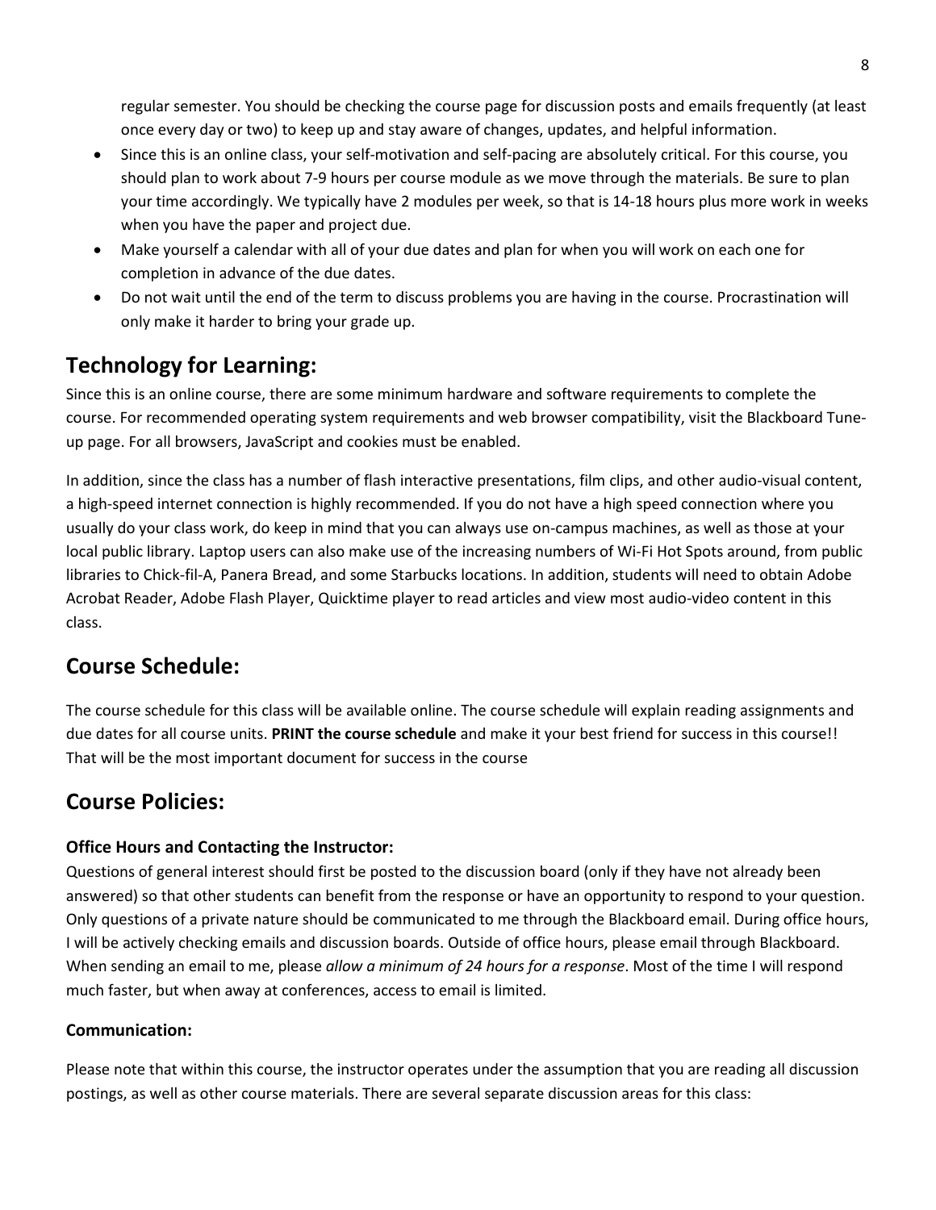regular semester. You should be checking the course page for discussion posts and emails frequently (at least once every day or two) to keep up and stay aware of changes, updates, and helpful information.

- Since this is an online class, your self-motivation and self-pacing are absolutely critical. For this course, you should plan to work about 7-9 hours per course module as we move through the materials. Be sure to plan your time accordingly. We typically have 2 modules per week, so that is 14-18 hours plus more work in weeks when you have the paper and project due.
- Make yourself a calendar with all of your due dates and plan for when you will work on each one for completion in advance of the due dates.
- Do not wait until the end of the term to discuss problems you are having in the course. Procrastination will only make it harder to bring your grade up.

## Technology for Learning:

Since this is an online course, there are some minimum hardware and software requirements to complete the course. For recommended operating system requirements and web browser compatibility, visit the Blackboard Tune-up page. For all browsers, JavaScript and cookies must be enabled.

In addition, since the class has a number of flash interactive presentations, film clips, and other audio-visual content, a high-speed internet connection is highly recommended. If you do not have a high speed connection where you usually do your class work, do keep in mind that you can always use on-campus machines, as well as those at your local public library. Laptop users can also make use of the increasing numbers of Wi-Fi Hot Spots around, from public libraries to Chick-fil-A, Panera Bread, and some Starbucks locations. In addition, students will need to obtain Adobe Acrobat Reader, Adobe Flash Player, Quicktime player to read articles and view most audio-video content in this class.

## Course Schedule:

The course schedule for this class will be available online. The course schedule will explain reading assignments and due dates for all course units. **PRINT the course schedule** and make it your best friend for success in this course!! That will be the most important document for success in the course

## Course Policies:

### Office Hours and Contacting the Instructor:

Questions of general interest should first be posted to the discussion board (only if they have not already been answered) so that other students can benefit from the response or have an opportunity to respond to your question. Only questions of a private nature should be communicated to me through the Blackboard email. During office hours, I will be actively checking emails and discussion boards. Outside of office hours, please email through Blackboard. When sending an email to me, please *allow a minimum of 24 hours for a response*. Most of the time I will respond much faster, but when away at conferences, access to email is limited.

### Communication:

Please note that within this course, the instructor operates under the assumption that you are reading all discussion postings, as well as other course materials. There are several separate discussion areas for this class: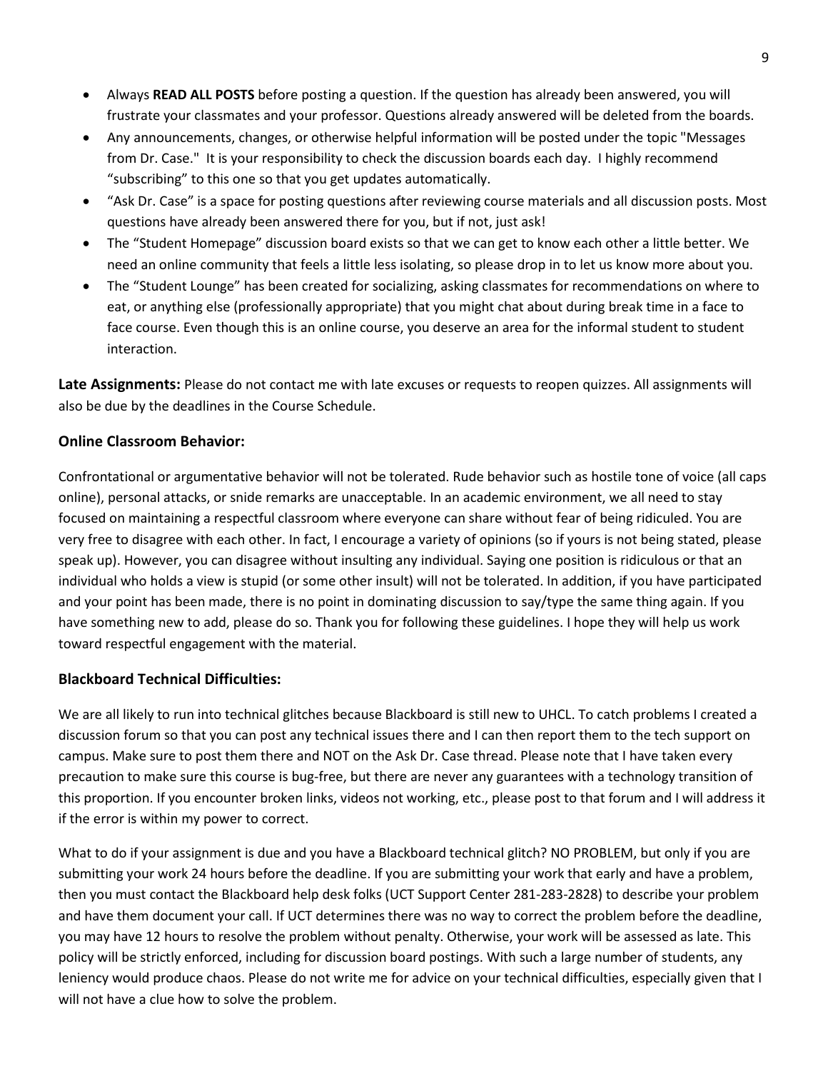- Always **READ ALL POSTS** before posting a question. If the question has already been answered, you will frustrate your classmates and your professor. Questions already answered will be deleted from the boards.
- Any announcements, changes, or otherwise helpful information will be posted under the topic "Messages from Dr. Case." It is your responsibility to check the discussion boards each day. I highly recommend "subscribing" to this one so that you get updates automatically.
- "Ask Dr. Case" is a space for posting questions after reviewing course materials and all discussion posts. Most questions have already been answered there for you, but if not, just ask!
- The "Student Homepage" discussion board exists so that we can get to know each other a little better. We need an online community that feels a little less isolating, so please drop in to let us know more about you.
- The "Student Lounge" has been created for socializing, asking classmates for recommendations on where to eat, or anything else (professionally appropriate) that you might chat about during break time in a face to face course. Even though this is an online course, you deserve an area for the informal student to student interaction.

**Late Assignments:** Please do not contact me with late excuses or requests to reopen quizzes. All assignments will also be due by the deadlines in the Course Schedule.

### Online Classroom Behavior:

Confrontational or argumentative behavior will not be tolerated. Rude behavior such as hostile tone of voice (all caps online), personal attacks, or snide remarks are unacceptable. In an academic environment, we all need to stay focused on maintaining a respectful classroom where everyone can share without fear of being ridiculed. You are very free to disagree with each other. In fact, I encourage a variety of opinions (so if yours is not being stated, please speak up). However, you can disagree without insulting any individual. Saying one position is ridiculous or that an individual who holds a view is stupid (or some other insult) will not be tolerated. In addition, if you have participated and your point has been made, there is no point in dominating discussion to say/type the same thing again. If you have something new to add, please do so. Thank you for following these guidelines. I hope they will help us work toward respectful engagement with the material.

### Blackboard Technical Difficulties:

We are all likely to run into technical glitches because Blackboard is still new to UHCL. To catch problems I created a discussion forum so that you can post any technical issues there and I can then report them to the tech support on campus. Make sure to post them there and NOT on the Ask Dr. Case thread. Please note that I have taken every precaution to make sure this course is bug-free, but there are never any guarantees with a technology transition of this proportion. If you encounter broken links, videos not working, etc., please post to that forum and I will address it if the error is within my power to correct.

What to do if your assignment is due and you have a Blackboard technical glitch? NO PROBLEM, but only if you are submitting your work 24 hours before the deadline. If you are submitting your work that early and have a problem, then you must contact the Blackboard help desk folks (UCT Support Center 281-283-2828) to describe your problem and have them document your call. If UCT determines there was no way to correct the problem before the deadline, you may have 12 hours to resolve the problem without penalty. Otherwise, your work will be assessed as late. This policy will be strictly enforced, including for discussion board postings. With such a large number of students, any leniency would produce chaos. Please do not write me for advice on your technical difficulties, especially given that I will not have a clue how to solve the problem.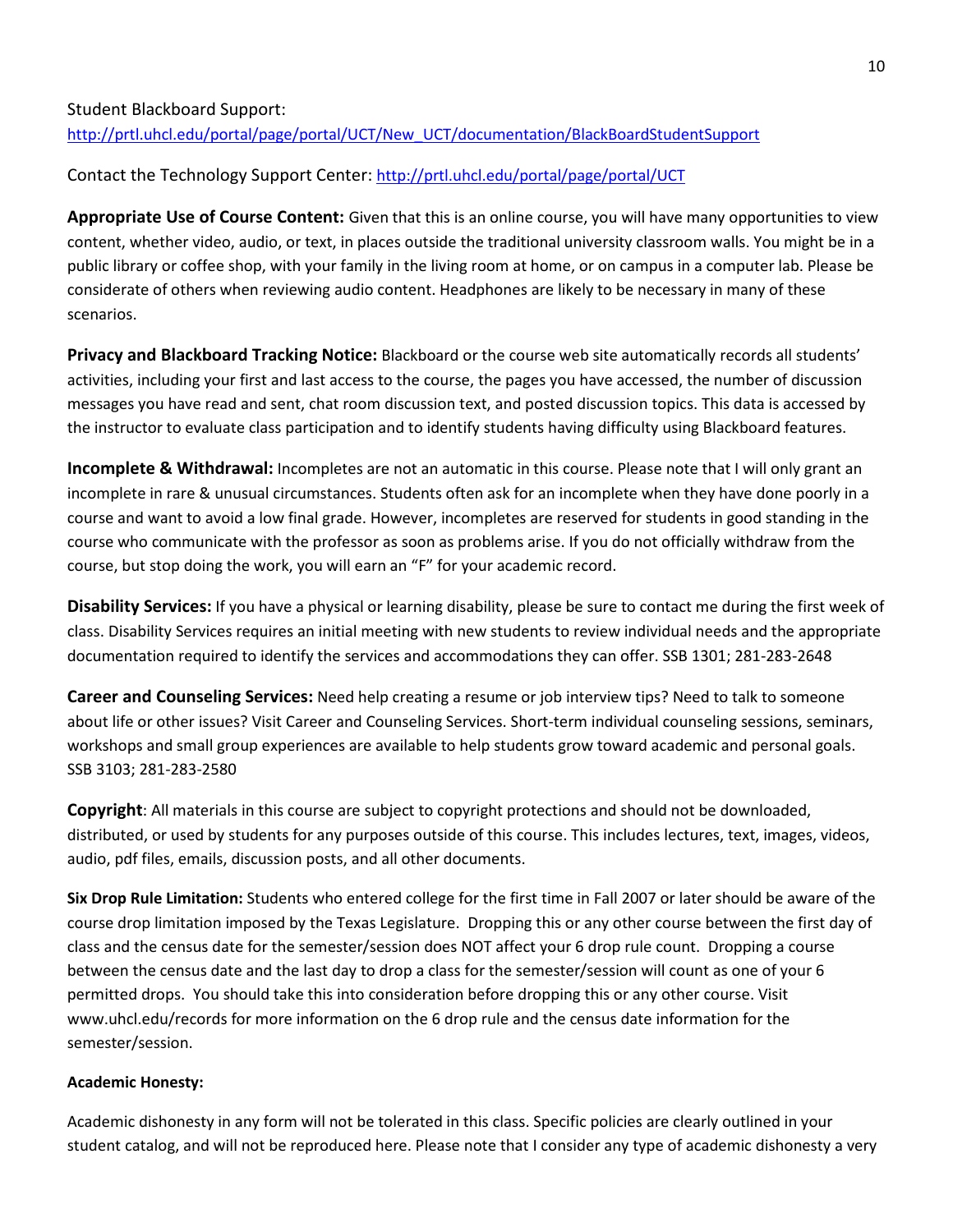Student Blackboard Support:
[http://prtl.uhcl.edu/portal/page/portal/UCT/New_UCT/documentation/BlackBoardStudentSupport](http://prtl.uhcl.edu/portal/page/portal/UCT/New_UCT/documentation/BlackBoardStudentSupport)

Contact the Technology Support Center: [http://prtl.uhcl.edu/portal/page/portal/UCT](http://prtl.uhcl.edu/portal/page/portal/UCT)

**Appropriate Use of Course Content:** Given that this is an online course, you will have many opportunities to view content, whether video, audio, or text, in places outside the traditional university classroom walls. You might be in a public library or coffee shop, with your family in the living room at home, or on campus in a computer lab. Please be considerate of others when reviewing audio content. Headphones are likely to be necessary in many of these scenarios.

**Privacy and Blackboard Tracking Notice:** Blackboard or the course web site automatically records all students' activities, including your first and last access to the course, the pages you have accessed, the number of discussion messages you have read and sent, chat room discussion text, and posted discussion topics. This data is accessed by the instructor to evaluate class participation and to identify students having difficulty using Blackboard features.

**Incomplete & Withdrawal:** Incompletes are not an automatic in this course. Please note that I will only grant an incomplete in rare & unusual circumstances. Students often ask for an incomplete when they have done poorly in a course and want to avoid a low final grade. However, incompletes are reserved for students in good standing in the course who communicate with the professor as soon as problems arise. If you do not officially withdraw from the course, but stop doing the work, you will earn an "F" for your academic record.

**Disability Services:** If you have a physical or learning disability, please be sure to contact me during the first week of class. Disability Services requires an initial meeting with new students to review individual needs and the appropriate documentation required to identify the services and accommodations they can offer. SSB 1301; 281-283-2648

**Career and Counseling Services:** Need help creating a resume or job interview tips? Need to talk to someone about life or other issues? Visit Career and Counseling Services. Short-term individual counseling sessions, seminars, workshops and small group experiences are available to help students grow toward academic and personal goals. SSB 3103; 281-283-2580

**Copyright**: All materials in this course are subject to copyright protections and should not be downloaded, distributed, or used by students for any purposes outside of this course. This includes lectures, text, images, videos, audio, pdf files, emails, discussion posts, and all other documents.

**Six Drop Rule Limitation:** Students who entered college for the first time in Fall 2007 or later should be aware of the course drop limitation imposed by the Texas Legislature. Dropping this or any other course between the first day of class and the census date for the semester/session does NOT affect your 6 drop rule count. Dropping a course between the census date and the last day to drop a class for the semester/session will count as one of your 6 permitted drops. You should take this into consideration before dropping this or any other course. Visit www.uhcl.edu/records for more information on the 6 drop rule and the census date information for the semester/session.

**Academic Honesty:**

Academic dishonesty in any form will not be tolerated in this class. Specific policies are clearly outlined in your student catalog, and will not be reproduced here. Please note that I consider any type of academic dishonesty a very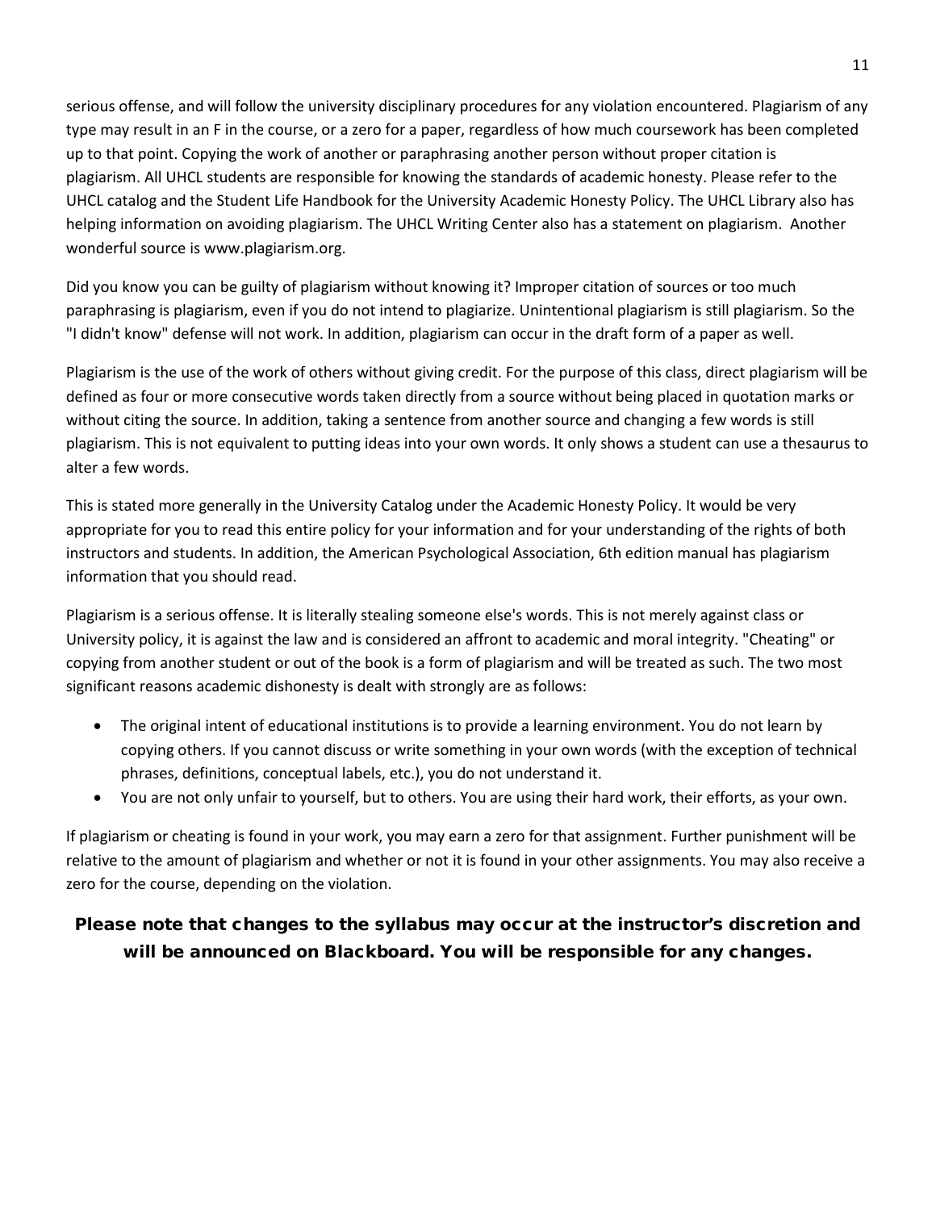serious offense, and will follow the university disciplinary procedures for any violation encountered. Plagiarism of any type may result in an F in the course, or a zero for a paper, regardless of how much coursework has been completed up to that point. Copying the work of another or paraphrasing another person without proper citation is plagiarism. All UHCL students are responsible for knowing the standards of academic honesty. Please refer to the UHCL catalog and the Student Life Handbook for the University Academic Honesty Policy. The UHCL Library also has helping information on avoiding plagiarism. The UHCL Writing Center also has a statement on plagiarism. Another wonderful source is www.plagiarism.org.

Did you know you can be guilty of plagiarism without knowing it? Improper citation of sources or too much paraphrasing is plagiarism, even if you do not intend to plagiarize. Unintentional plagiarism is still plagiarism. So the "I didn't know" defense will not work. In addition, plagiarism can occur in the draft form of a paper as well.

Plagiarism is the use of the work of others without giving credit. For the purpose of this class, direct plagiarism will be defined as four or more consecutive words taken directly from a source without being placed in quotation marks or without citing the source. In addition, taking a sentence from another source and changing a few words is still plagiarism. This is not equivalent to putting ideas into your own words. It only shows a student can use a thesaurus to alter a few words.

This is stated more generally in the University Catalog under the Academic Honesty Policy. It would be very appropriate for you to read this entire policy for your information and for your understanding of the rights of both instructors and students. In addition, the American Psychological Association, 6th edition manual has plagiarism information that you should read.

Plagiarism is a serious offense. It is literally stealing someone else's words. This is not merely against class or University policy, it is against the law and is considered an affront to academic and moral integrity. "Cheating" or copying from another student or out of the book is a form of plagiarism and will be treated as such. The two most significant reasons academic dishonesty is dealt with strongly are as follows:

- The original intent of educational institutions is to provide a learning environment. You do not learn by copying others. If you cannot discuss or write something in your own words (with the exception of technical phrases, definitions, conceptual labels, etc.), you do not understand it.
- You are not only unfair to yourself, but to others. You are using their hard work, their efforts, as your own.

If plagiarism or cheating is found in your work, you may earn a zero for that assignment. Further punishment will be relative to the amount of plagiarism and whether or not it is found in your other assignments. You may also receive a zero for the course, depending on the violation.

**Please note that changes to the syllabus may occur at the instructor's discretion and will be announced on Blackboard. You will be responsible for any changes.**